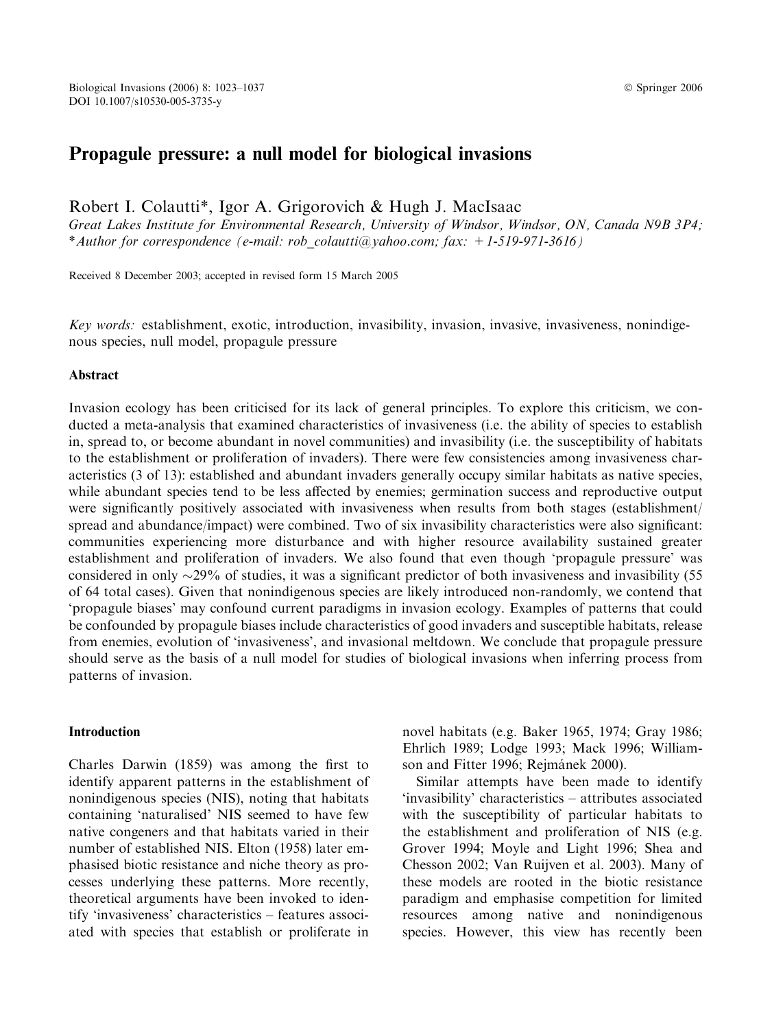# Propagule pressure: a null model for biological invasions

Robert I. Colautti*, Igor A. Grigorovich & Hugh J. MacIsaac

*Great Lakes Institute for Environmental Research, University of Windsor, Windsor, ON, Canada N9B 3P4;*
*\*Author for correspondence (e-mail: rob_colautti@yahoo.com; fax: +1-519-971-3616)*

Received 8 December 2003; accepted in revised form 15 March 2005

*Key words:* establishment, exotic, introduction, invasibility, invasion, invasive, invasiveness, nonindigenous species, null model, propagule pressure

## Abstract

Invasion ecology has been criticised for its lack of general principles. To explore this criticism, we conducted a meta-analysis that examined characteristics of invasiveness (i.e. the ability of species to establish in, spread to, or become abundant in novel communities) and invasibility (i.e. the susceptibility of habitats to the establishment or proliferation of invaders). There were few consistencies among invasiveness characteristics (3 of 13): established and abundant invaders generally occupy similar habitats as native species, while abundant species tend to be less affected by enemies; germination success and reproductive output were significantly positively associated with invasiveness when results from both stages (establishment/spread and abundance/impact) were combined. Two of six invasibility characteristics were also significant: communities experiencing more disturbance and with higher resource availability sustained greater establishment and proliferation of invaders. We also found that even though 'propagule pressure' was considered in only ~29% of studies, it was a significant predictor of both invasiveness and invasibility (55 of 64 total cases). Given that nonindigenous species are likely introduced non-randomly, we contend that 'propagule biases' may confound current paradigms in invasion ecology. Examples of patterns that could be confounded by propagule biases include characteristics of good invaders and susceptible habitats, release from enemies, evolution of 'invasiveness', and invasional meltdown. We conclude that propagule pressure should serve as the basis of a null model for studies of biological invasions when inferring process from patterns of invasion.

## Introduction

Charles Darwin (1859) was among the first to identify apparent patterns in the establishment of nonindigenous species (NIS), noting that habitats containing 'naturalised' NIS seemed to have few native congeners and that habitats varied in their number of established NIS. Elton (1958) later emphasised biotic resistance and niche theory as processes underlying these patterns. More recently, theoretical arguments have been invoked to identify 'invasiveness' characteristics – features associated with species that establish or proliferate in novel habitats (e.g. Baker 1965, 1974; Gray 1986; Ehrlich 1989; Lodge 1993; Mack 1996; Williamson and Fitter 1996; Rejmánek 2000).

Similar attempts have been made to identify 'invasibility' characteristics – attributes associated with the susceptibility of particular habitats to the establishment and proliferation of NIS (e.g. Grover 1994; Moyle and Light 1996; Shea and Chesson 2002; Van Ruijven et al. 2003). Many of these models are rooted in the biotic resistance paradigm and emphasise competition for limited resources among native and nonindigenous species. However, this view has recently been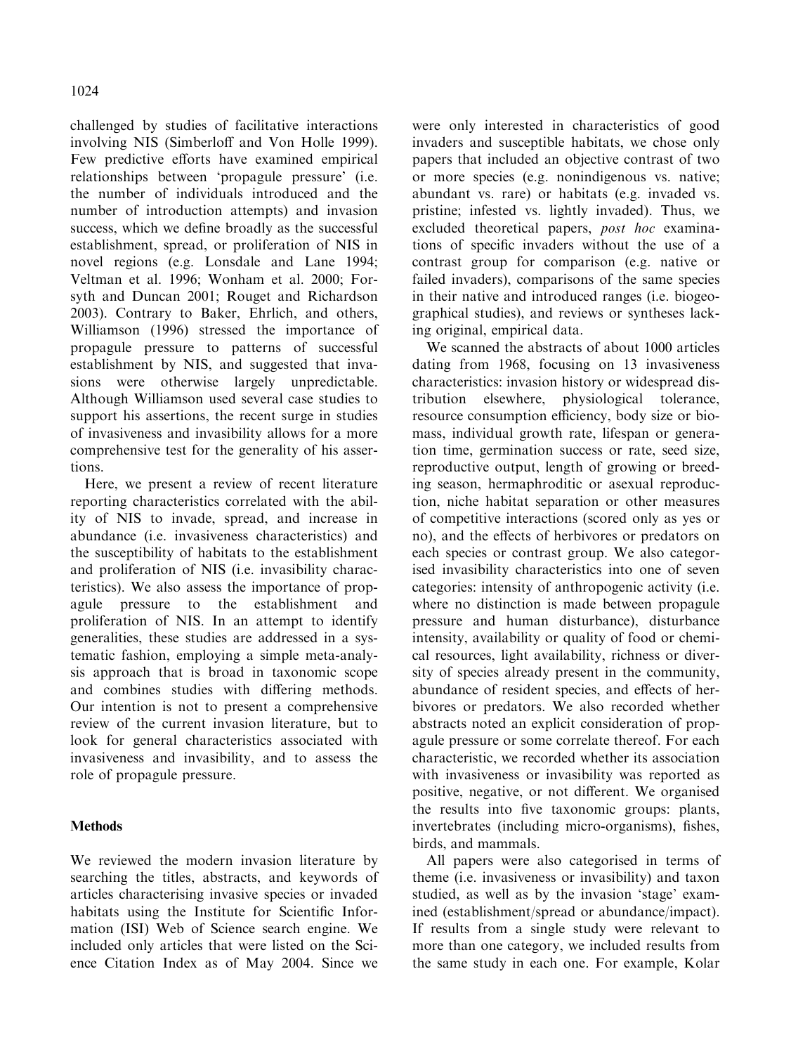challenged by studies of facilitative interactions involving NIS (Simberloff and Von Holle 1999). Few predictive efforts have examined empirical relationships between 'propagule pressure' (i.e. the number of individuals introduced and the number of introduction attempts) and invasion success, which we define broadly as the successful establishment, spread, or proliferation of NIS in novel regions (e.g. Lonsdale and Lane 1994; Veltman et al. 1996; Wonham et al. 2000; Forsyth and Duncan 2001; Rouget and Richardson 2003). Contrary to Baker, Ehrlich, and others, Williamson (1996) stressed the importance of propagule pressure to patterns of successful establishment by NIS, and suggested that invasions were otherwise largely unpredictable. Although Williamson used several case studies to support his assertions, the recent surge in studies of invasiveness and invasibility allows for a more comprehensive test for the generality of his assertions.

Here, we present a review of recent literature reporting characteristics correlated with the ability of NIS to invade, spread, and increase in abundance (i.e. invasiveness characteristics) and the susceptibility of habitats to the establishment and proliferation of NIS (i.e. invasibility characteristics). We also assess the importance of propagule pressure to the establishment and proliferation of NIS. In an attempt to identify generalities, these studies are addressed in a systematic fashion, employing a simple meta-analysis approach that is broad in taxonomic scope and combines studies with differing methods. Our intention is not to present a comprehensive review of the current invasion literature, but to look for general characteristics associated with invasiveness and invasibility, and to assess the role of propagule pressure.

## Methods

We reviewed the modern invasion literature by searching the titles, abstracts, and keywords of articles characterising invasive species or invaded habitats using the Institute for Scientific Information (ISI) Web of Science search engine. We included only articles that were listed on the Science Citation Index as of May 2004. Since we were only interested in characteristics of good invaders and susceptible habitats, we chose only papers that included an objective contrast of two or more species (e.g. nonindigenous vs. native; abundant vs. rare) or habitats (e.g. invaded vs. pristine; infested vs. lightly invaded). Thus, we excluded theoretical papers, *post hoc* examinations of specific invaders without the use of a contrast group for comparison (e.g. native or failed invaders), comparisons of the same species in their native and introduced ranges (i.e. biogeographical studies), and reviews or syntheses lacking original, empirical data.

We scanned the abstracts of about 1000 articles dating from 1968, focusing on 13 invasiveness characteristics: invasion history or widespread distribution elsewhere, physiological tolerance, resource consumption efficiency, body size or biomass, individual growth rate, lifespan or generation time, germination success or rate, seed size, reproductive output, length of growing or breeding season, hermaphroditic or asexual reproduction, niche habitat separation or other measures of competitive interactions (scored only as yes or no), and the effects of herbivores or predators on each species or contrast group. We also categorised invasibility characteristics into one of seven categories: intensity of anthropogenic activity (i.e. where no distinction is made between propagule pressure and human disturbance), disturbance intensity, availability or quality of food or chemical resources, light availability, richness or diversity of species already present in the community, abundance of resident species, and effects of herbivores or predators. We also recorded whether abstracts noted an explicit consideration of propagule pressure or some correlate thereof. For each characteristic, we recorded whether its association with invasiveness or invasibility was reported as positive, negative, or not different. We organised the results into five taxonomic groups: plants, invertebrates (including micro-organisms), fishes, birds, and mammals.

All papers were also categorised in terms of theme (i.e. invasiveness or invasibility) and taxon studied, as well as by the invasion 'stage' examined (establishment/spread or abundance/impact). If results from a single study were relevant to more than one category, we included results from the same study in each one. For example, Kolar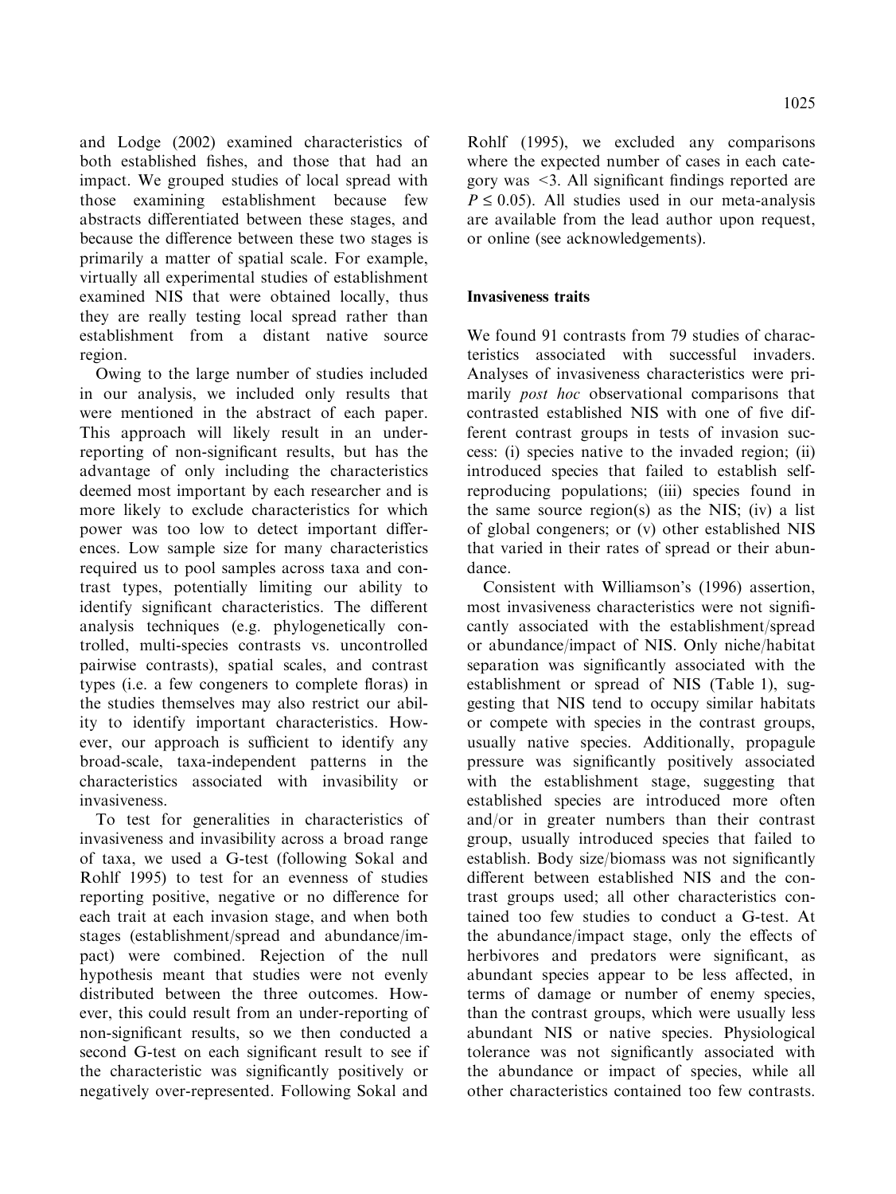and Lodge (2002) examined characteristics of both established fishes, and those that had an impact. We grouped studies of local spread with those examining establishment because few abstracts differentiated between these stages, and because the difference between these two stages is primarily a matter of spatial scale. For example, virtually all experimental studies of establishment examined NIS that were obtained locally, thus they are really testing local spread rather than establishment from a distant native source region.

Owing to the large number of studies included in our analysis, we included only results that were mentioned in the abstract of each paper. This approach will likely result in an under-reporting of non-significant results, but has the advantage of only including the characteristics deemed most important by each researcher and is more likely to exclude characteristics for which power was too low to detect important differences. Low sample size for many characteristics required us to pool samples across taxa and contrast types, potentially limiting our ability to identify significant characteristics. The different analysis techniques (e.g. phylogenetically controlled, multi-species contrasts vs. uncontrolled pairwise contrasts), spatial scales, and contrast types (i.e. a few congeners to complete floras) in the studies themselves may also restrict our ability to identify important characteristics. However, our approach is sufficient to identify any broad-scale, taxa-independent patterns in the characteristics associated with invasibility or invasiveness.

To test for generalities in characteristics of invasiveness and invasibility across a broad range of taxa, we used a G-test (following Sokal and Rohlf 1995) to test for an evenness of studies reporting positive, negative or no difference for each trait at each invasion stage, and when both stages (establishment/spread and abundance/impact) were combined. Rejection of the null hypothesis meant that studies were not evenly distributed between the three outcomes. However, this could result from an under-reporting of non-significant results, so we then conducted a second G-test on each significant result to see if the characteristic was significantly positively or negatively over-represented. Following Sokal and Rohlf (1995), we excluded any comparisons where the expected number of cases in each category was <3. All significant findings reported are $P \leq 0.05$). All studies used in our meta-analysis are available from the lead author upon request, or online (see acknowledgements).

## Invasiveness traits

We found 91 contrasts from 79 studies of characteristics associated with successful invaders. Analyses of invasiveness characteristics were primarily *post hoc* observational comparisons that contrasted established NIS with one of five different contrast groups in tests of invasion success: (i) species native to the invaded region; (ii) introduced species that failed to establish self-reproducing populations; (iii) species found in the same source region(s) as the NIS; (iv) a list of global congeners; or (v) other established NIS that varied in their rates of spread or their abundance.

Consistent with Williamson's (1996) assertion, most invasiveness characteristics were not significantly associated with the establishment/spread or abundance/impact of NIS. Only niche/habitat separation was significantly associated with the establishment or spread of NIS (Table 1), suggesting that NIS tend to occupy similar habitats or compete with species in the contrast groups, usually native species. Additionally, propagule pressure was significantly positively associated with the establishment stage, suggesting that established species are introduced more often and/or in greater numbers than their contrast group, usually introduced species that failed to establish. Body size/biomass was not significantly different between established NIS and the contrast groups used; all other characteristics contained too few studies to conduct a G-test. At the abundance/impact stage, only the effects of herbivores and predators were significant, as abundant species appear to be less affected, in terms of damage or number of enemy species, than the contrast groups, which were usually less abundant NIS or native species. Physiological tolerance was not significantly associated with the abundance or impact of species, while all other characteristics contained too few contrasts.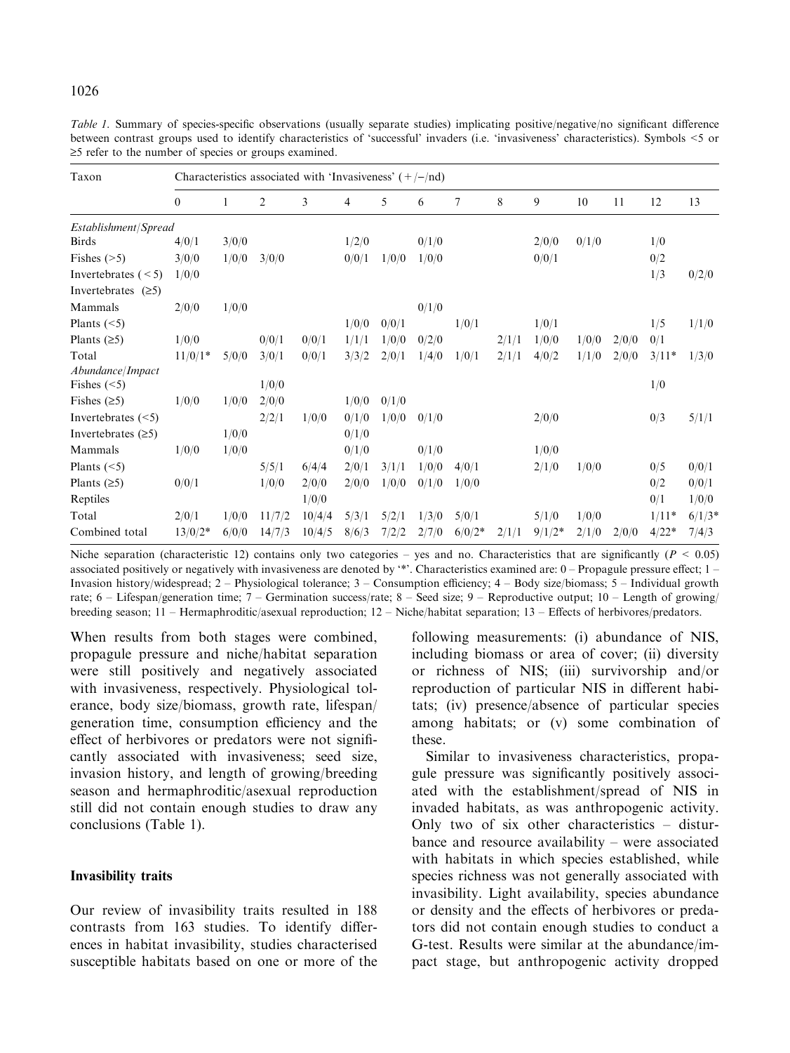*Table 1.* Summary of species-specific observations (usually separate studies) implicating positive/negative/no significant difference between contrast groups used to identify characteristics of 'successful' invaders (i.e. 'invasiveness' characteristics). Symbols <5 or ≥5 refer to the number of species or groups examined.

| Taxon | Characteristics associated with 'Invasiveness' (+/−/nd) | | | | | | | | | | | | | |
|---|---|---|---|---|---|---|---|---|---|---|---|---|---|---|
| | 0 | 1 | 2 | 3 | 4 | 5 | 6 | 7 | 8 | 9 | 10 | 11 | 12 | 13 |
| *Establishment/Spread* | | | | | | | | | | | | | | |
| Birds | 4/0/1 | 3/0/0 | | | 1/2/0 | | 0/1/0 | | | 2/0/0 | 0/1/0 | | 1/0 | |
| Fishes (>5) | 3/0/0 | 1/0/0 | 3/0/0 | | 0/0/1 | 1/0/0 | 1/0/0 | | | 0/0/1 | | | 0/2 | |
| Invertebrates (<5) | 1/0/0 | | | | | | | | | | | | 1/3 | 0/2/0 |
| Invertebrates (≥5) | | | | | | | | | | | | | | |
| Mammals | 2/0/0 | 1/0/0 | | | | | 0/1/0 | | | | | | | |
| Plants (<5) | | | | | 1/0/0 | 0/0/1 | | 1/0/1 | | 1/0/1 | | | 1/5 | 1/1/0 |
| Plants (≥5) | 1/0/0 | | 0/0/1 | 0/0/1 | 1/1/1 | 1/0/0 | 0/2/0 | | 2/1/1 | 1/0/0 | 1/0/0 | 2/0/0 | 0/1 | |
| Total | 11/0/1* | 5/0/0 | 3/0/1 | 0/0/1 | 3/3/2 | 2/0/1 | 1/4/0 | 1/0/1 | 2/1/1 | 4/0/2 | 1/1/0 | 2/0/0 | 3/11* | 1/3/0 |
| *Abundance/Impact* | | | | | | | | | | | | | | |
| Fishes (<5) | | | 1/0/0 | | | | | | | | | | 1/0 | |
| Fishes (≥5) | 1/0/0 | 1/0/0 | 2/0/0 | | 1/0/0 | 0/1/0 | | | | | | | | |
| Invertebrates (<5) | | | 2/2/1 | 1/0/0 | 0/1/0 | 1/0/0 | 0/1/0 | | | 2/0/0 | | | 0/3 | 5/1/1 |
| Invertebrates (≥5) | | 1/0/0 | | | 0/1/0 | | | | | | | | | |
| Mammals | 1/0/0 | 1/0/0 | | | 0/1/0 | | 0/1/0 | | | 1/0/0 | | | | |
| Plants (<5) | | | 5/5/1 | 6/4/4 | 2/0/1 | 3/1/1 | 1/0/0 | 4/0/1 | | 2/1/0 | 1/0/0 | | 0/5 | 0/0/1 |
| Plants (≥5) | 0/0/1 | | 1/0/0 | 2/0/0 | 2/0/0 | 1/0/0 | 0/1/0 | 1/0/0 | | | | | 0/2 | 0/0/1 |
| Reptiles | | | | 1/0/0 | | | | | | | | | 0/1 | 1/0/0 |
| Total | 2/0/1 | 1/0/0 | 11/7/2 | 10/4/4 | 5/3/1 | 5/2/1 | 1/3/0 | 5/0/1 | | 5/1/0 | 1/0/0 | | 1/11* | 6/1/3* |
| Combined total | 13/0/2* | 6/0/0 | 14/7/3 | 10/4/5 | 8/6/3 | 7/2/2 | 2/7/0 | 6/0/2* | 2/1/1 | 9/1/2* | 2/1/0 | 2/0/0 | 4/22* | 7/4/3 |

Niche separation (characteristic 12) contains only two categories – yes and no. Characteristics that are significantly ($P < 0.05$) associated positively or negatively with invasiveness are denoted by '*'. Characteristics examined are: 0 – Propagule pressure effect; 1 – Invasion history/widespread; 2 – Physiological tolerance; 3 – Consumption efficiency; 4 – Body size/biomass; 5 – Individual growth rate; 6 – Lifespan/generation time; 7 – Germination success/rate; 8 – Seed size; 9 – Reproductive output; 10 – Length of growing/breeding season; 11 – Hermaphroditic/asexual reproduction; 12 – Niche/habitat separation; 13 – Effects of herbivores/predators.

When results from both stages were combined, propagule pressure and niche/habitat separation were still positively and negatively associated with invasiveness, respectively. Physiological tolerance, body size/biomass, growth rate, lifespan/generation time, consumption efficiency and the effect of herbivores or predators were not significantly associated with invasiveness; seed size, invasion history, and length of growing/breeding season and hermaphroditic/asexual reproduction still did not contain enough studies to draw any conclusions (Table 1).

### Invasibility traits

Our review of invasibility traits resulted in 188 contrasts from 163 studies. To identify differences in habitat invasibility, studies characterised susceptible habitats based on one or more of the following measurements: (i) abundance of NIS, including biomass or area of cover; (ii) diversity or richness of NIS; (iii) survivorship and/or reproduction of particular NIS in different habitats; (iv) presence/absence of particular species among habitats; or (v) some combination of these.

Similar to invasiveness characteristics, propagule pressure was significantly positively associated with the establishment/spread of NIS in invaded habitats, as was anthropogenic activity. Only two of six other characteristics – disturbance and resource availability – were associated with habitats in which species established, while species richness was not generally associated with invasibility. Light availability, species abundance or density and the effects of herbivores or predators did not contain enough studies to conduct a G-test. Results were similar at the abundance/impact stage, but anthropogenic activity dropped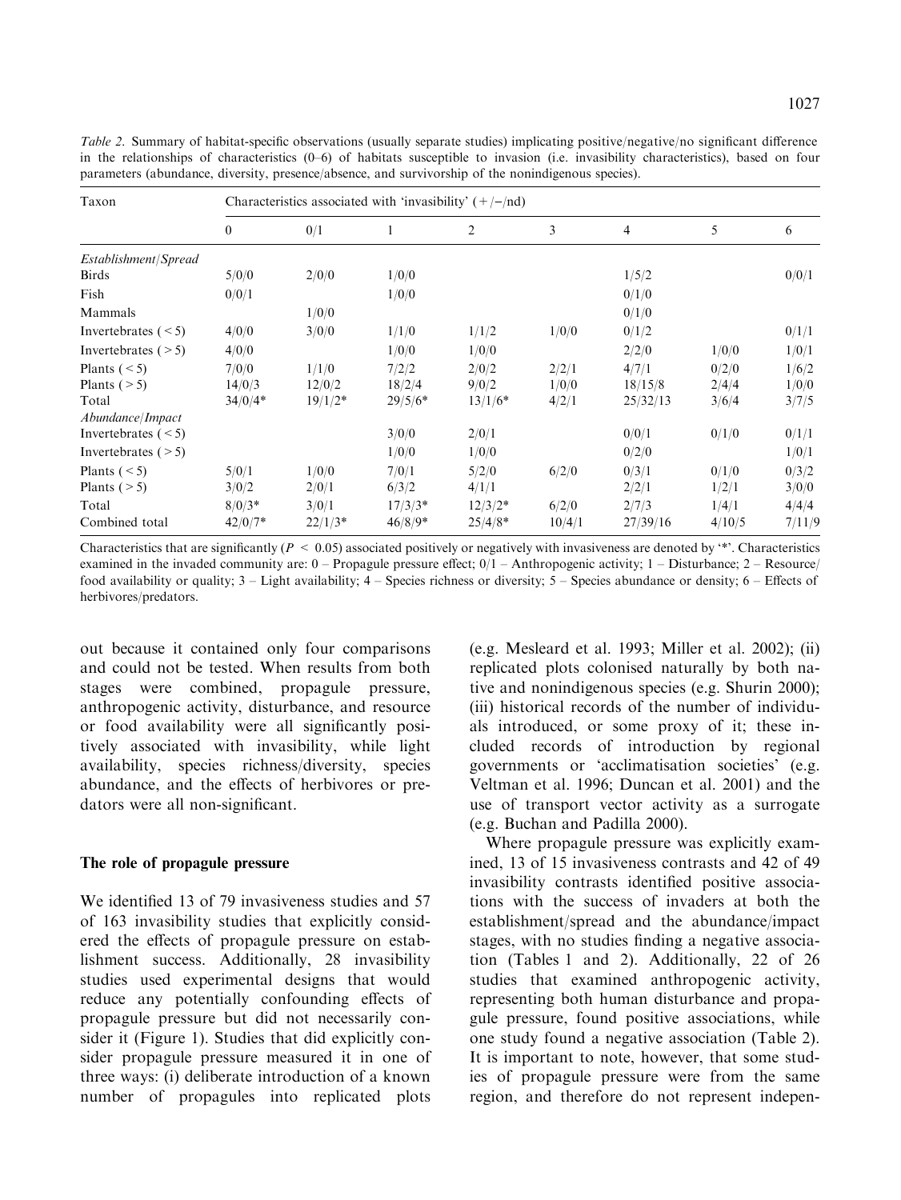*Table 2.* Summary of habitat-specific observations (usually separate studies) implicating positive/negative/no significant difference in the relationships of characteristics (0–6) of habitats susceptible to invasion (i.e. invasibility characteristics), based on four parameters (abundance, diversity, presence/absence, and survivorship of the nonindigenous species).

| Taxon | Characteristics associated with 'invasibility' (+/−/nd) | | | | | | | |
|---|---|---|---|---|---|---|---|---|
| | 0 | 0/1 | 1 | 2 | 3 | 4 | 5 | 6 |
| *Establishment/Spread* | | | | | | | | |
| Birds | 5/0/0 | 2/0/0 | 1/0/0 | | | 1/5/2 | | 0/0/1 |
| Fish | 0/0/1 | | 1/0/0 | | | 0/1/0 | | |
| Mammals | | 1/0/0 | | | | 0/1/0 | | |
| Invertebrates (< 5) | 4/0/0 | 3/0/0 | 1/1/0 | 1/1/2 | 1/0/0 | 0/1/2 | | 0/1/1 |
| Invertebrates (> 5) | 4/0/0 | | 1/0/0 | 1/0/0 | | 2/2/0 | 1/0/0 | 1/0/1 |
| Plants (< 5) | 7/0/0 | 1/1/0 | 7/2/2 | 2/0/2 | 2/2/1 | 4/7/1 | 0/2/0 | 1/6/2 |
| Plants (> 5) | 14/0/3 | 12/0/2 | 18/2/4 | 9/0/2 | 1/0/0 | 18/15/8 | 2/4/4 | 1/0/0 |
| Total | 34/0/4* | 19/1/2* | 29/5/6* | 13/1/6* | 4/2/1 | 25/32/13 | 3/6/4 | 3/7/5 |
| *Abundance/Impact* | | | | | | | | |
| Invertebrates (< 5) | | | 3/0/0 | 2/0/1 | | 0/0/1 | 0/1/0 | 0/1/1 |
| Invertebrates (> 5) | | | 1/0/0 | 1/0/0 | | 0/2/0 | | 1/0/1 |
| Plants (< 5) | 5/0/1 | 1/0/0 | 7/0/1 | 5/2/0 | 6/2/0 | 0/3/1 | 0/1/0 | 0/3/2 |
| Plants (> 5) | 3/0/2 | 2/0/1 | 6/3/2 | 4/1/1 | | 2/2/1 | 1/2/1 | 3/0/0 |
| Total | 8/0/3* | 3/0/1 | 17/3/3* | 12/3/2* | 6/2/0 | 2/7/3 | 1/4/1 | 4/4/4 |
| Combined total | 42/0/7* | 22/1/3* | 46/8/9* | 25/4/8* | 10/4/1 | 27/39/16 | 4/10/5 | 7/11/9 |

Characteristics that are significantly ($P < 0.05$) associated positively or negatively with invasiveness are denoted by '*'. Characteristics examined in the invaded community are: 0 – Propagule pressure effect; 0/1 – Anthropogenic activity; 1 – Disturbance; 2 – Resource/food availability or quality; 3 – Light availability; 4 – Species richness or diversity; 5 – Species abundance or density; 6 – Effects of herbivores/predators.

out because it contained only four comparisons and could not be tested. When results from both stages were combined, propagule pressure, anthropogenic activity, disturbance, and resource or food availability were all significantly positively associated with invasibility, while light availability, species richness/diversity, species abundance, and the effects of herbivores or predators were all non-significant.

## The role of propagule pressure

We identified 13 of 79 invasiveness studies and 57 of 163 invasibility studies that explicitly considered the effects of propagule pressure on establishment success. Additionally, 28 invasibility studies used experimental designs that would reduce any potentially confounding effects of propagule pressure but did not necessarily consider it (Figure 1). Studies that did explicitly consider propagule pressure measured it in one of three ways: (i) deliberate introduction of a known number of propagules into replicated plots (e.g. Mesleard et al. 1993; Miller et al. 2002); (ii) replicated plots colonised naturally by both native and nonindigenous species (e.g. Shurin 2000); (iii) historical records of the number of individuals introduced, or some proxy of it; these included records of introduction by regional governments or 'acclimatisation societies' (e.g. Veltman et al. 1996; Duncan et al. 2001) and the use of transport vector activity as a surrogate (e.g. Buchan and Padilla 2000).

Where propagule pressure was explicitly examined, 13 of 15 invasiveness contrasts and 42 of 49 invasibility contrasts identified positive associations with the success of invaders at both the establishment/spread and the abundance/impact stages, with no studies finding a negative association (Tables 1 and 2). Additionally, 22 of 26 studies that examined anthropogenic activity, representing both human disturbance and propagule pressure, found positive associations, while one study found a negative association (Table 2). It is important to note, however, that some studies of propagule pressure were from the same region, and therefore do not represent indepen-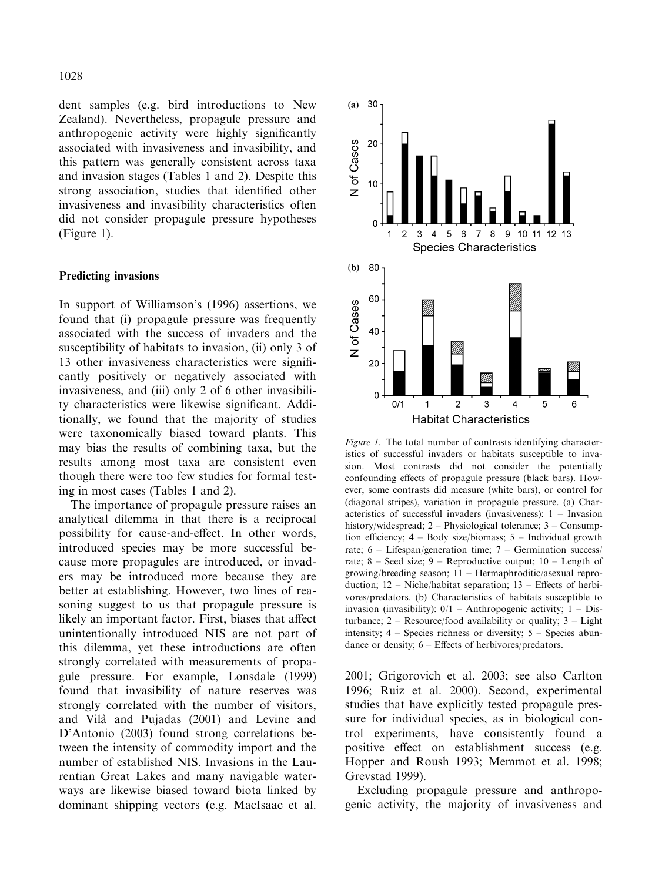dent samples (e.g. bird introductions to New Zealand). Nevertheless, propagule pressure and anthropogenic activity were highly significantly associated with invasiveness and invasibility, and this pattern was generally consistent across taxa and invasion stages (Tables 1 and 2). Despite this strong association, studies that identified other invasiveness and invasibility characteristics often did not consider propagule pressure hypotheses (Figure 1).

## Predicting invasions

In support of Williamson's (1996) assertions, we found that (i) propagule pressure was frequently associated with the success of invaders and the susceptibility of habitats to invasion, (ii) only 3 of 13 other invasiveness characteristics were significantly positively or negatively associated with invasiveness, and (iii) only 2 of 6 other invasibility characteristics were likewise significant. Additionally, we found that the majority of studies were taxonomically biased toward plants. This may bias the results of combining taxa, but the results among most taxa are consistent even though there were too few studies for formal testing in most cases (Tables 1 and 2).

The importance of propagule pressure raises an analytical dilemma in that there is a reciprocal possibility for cause-and-effect. In other words, introduced species may be more successful because more propagules are introduced, or invaders may be introduced more because they are better at establishing. However, two lines of reasoning suggest to us that propagule pressure is likely an important factor. First, biases that affect unintentionally introduced NIS are not part of this dilemma, yet these introductions are often strongly correlated with measurements of propagule pressure. For example, Lonsdale (1999) found that invasibility of nature reserves was strongly correlated with the number of visitors, and Vilà and Pujadas (2001) and Levine and D'Antonio (2003) found strong correlations between the intensity of commodity import and the number of established NIS. Invasions in the Laurentian Great Lakes and many navigable waterways are likewise biased toward biota linked by dominant shipping vectors (e.g. MacIsaac et al. 2001; Grigorovich et al. 2003; see also Carlton 1996; Ruiz et al. 2000). Second, experimental studies that have explicitly tested propagule pressure for individual species, as in biological control experiments, have consistently found a positive effect on establishment success (e.g. Hopper and Roush 1993; Memmot et al. 1998; Grevstad 1999).

*Figure 1.* The total number of contrasts identifying characteristics of successful invaders or habitats susceptible to invasion. Most contrasts did not consider the potentially confounding effects of propagule pressure (black bars). However, some contrasts did measure (white bars), or control for (diagonal stripes), variation in propagule pressure. (a) Characteristics of successful invaders (invasiveness): 1 – Invasion history/widespread; 2 – Physiological tolerance; 3 – Consumption efficiency; 4 – Body size/biomass; 5 – Individual growth rate; 6 – Lifespan/generation time; 7 – Germination success/rate; 8 – Seed size; 9 – Reproductive output; 10 – Length of growing/breeding season; 11 – Hermaphroditic/asexual reproduction; 12 – Niche/habitat separation; 13 – Effects of herbivores/predators. (b) Characteristics of habitats susceptible to invasion (invasibility): 0/1 – Anthropogenic activity; 1 – Disturbance; 2 – Resource/food availability or quality; 3 – Light intensity; 4 – Species richness or diversity; 5 – Species abundance or density; 6 – Effects of herbivores/predators.

Excluding propagule pressure and anthropogenic activity, the majority of invasiveness and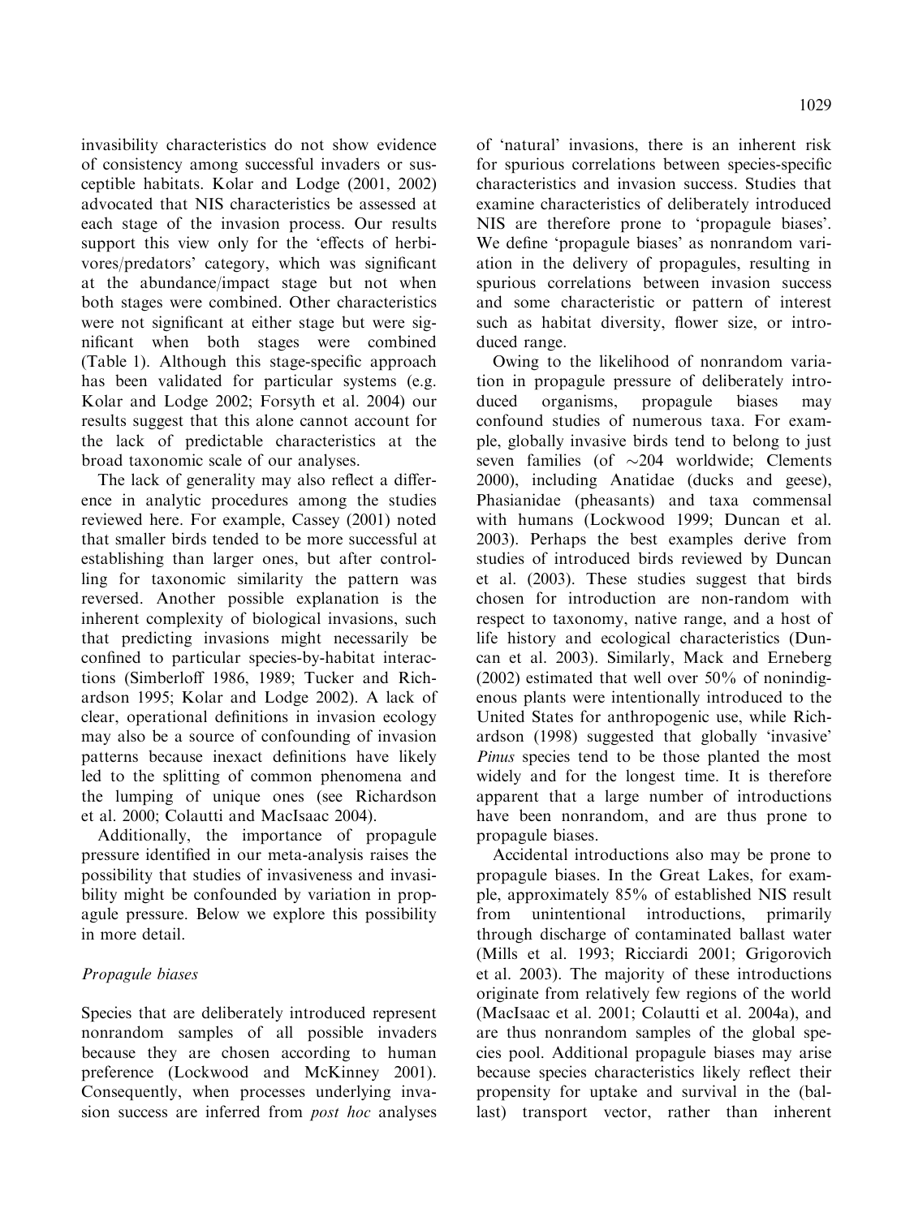invasibility characteristics do not show evidence of consistency among successful invaders or susceptible habitats. Kolar and Lodge (2001, 2002) advocated that NIS characteristics be assessed at each stage of the invasion process. Our results support this view only for the 'effects of herbivores/predators' category, which was significant at the abundance/impact stage but not when both stages were combined. Other characteristics were not significant at either stage but were significant when both stages were combined (Table 1). Although this stage-specific approach has been validated for particular systems (e.g. Kolar and Lodge 2002; Forsyth et al. 2004) our results suggest that this alone cannot account for the lack of predictable characteristics at the broad taxonomic scale of our analyses.

The lack of generality may also reflect a difference in analytic procedures among the studies reviewed here. For example, Cassey (2001) noted that smaller birds tended to be more successful at establishing than larger ones, but after controlling for taxonomic similarity the pattern was reversed. Another possible explanation is the inherent complexity of biological invasions, such that predicting invasions might necessarily be confined to particular species-by-habitat interactions (Simberloff 1986, 1989; Tucker and Richardson 1995; Kolar and Lodge 2002). A lack of clear, operational definitions in invasion ecology may also be a source of confounding of invasion patterns because inexact definitions have likely led to the splitting of common phenomena and the lumping of unique ones (see Richardson et al. 2000; Colautti and MacIsaac 2004).

Additionally, the importance of propagule pressure identified in our meta-analysis raises the possibility that studies of invasiveness and invasibility might be confounded by variation in propagule pressure. Below we explore this possibility in more detail.

### *Propagule biases*

Species that are deliberately introduced represent nonrandom samples of all possible invaders because they are chosen according to human preference (Lockwood and McKinney 2001). Consequently, when processes underlying invasion success are inferred from *post hoc* analyses of 'natural' invasions, there is an inherent risk for spurious correlations between species-specific characteristics and invasion success. Studies that examine characteristics of deliberately introduced NIS are therefore prone to 'propagule biases'. We define 'propagule biases' as nonrandom variation in the delivery of propagules, resulting in spurious correlations between invasion success and some characteristic or pattern of interest such as habitat diversity, flower size, or introduced range.

Owing to the likelihood of nonrandom variation in propagule pressure of deliberately introduced organisms, propagule biases may confound studies of numerous taxa. For example, globally invasive birds tend to belong to just seven families (of ~204 worldwide; Clements 2000), including Anatidae (ducks and geese), Phasianidae (pheasants) and taxa commensal with humans (Lockwood 1999; Duncan et al. 2003). Perhaps the best examples derive from studies of introduced birds reviewed by Duncan et al. (2003). These studies suggest that birds chosen for introduction are non-random with respect to taxonomy, native range, and a host of life history and ecological characteristics (Duncan et al. 2003). Similarly, Mack and Erneberg (2002) estimated that well over 50% of nonindigenous plants were intentionally introduced to the United States for anthropogenic use, while Richardson (1998) suggested that globally 'invasive' *Pinus* species tend to be those planted the most widely and for the longest time. It is therefore apparent that a large number of introductions have been nonrandom, and are thus prone to propagule biases.

Accidental introductions also may be prone to propagule biases. In the Great Lakes, for example, approximately 85% of established NIS result from unintentional introductions, primarily through discharge of contaminated ballast water (Mills et al. 1993; Ricciardi 2001; Grigorovich et al. 2003). The majority of these introductions originate from relatively few regions of the world (MacIsaac et al. 2001; Colautti et al. 2004a), and are thus nonrandom samples of the global species pool. Additional propagule biases may arise because species characteristics likely reflect their propensity for uptake and survival in the (ballast) transport vector, rather than inherent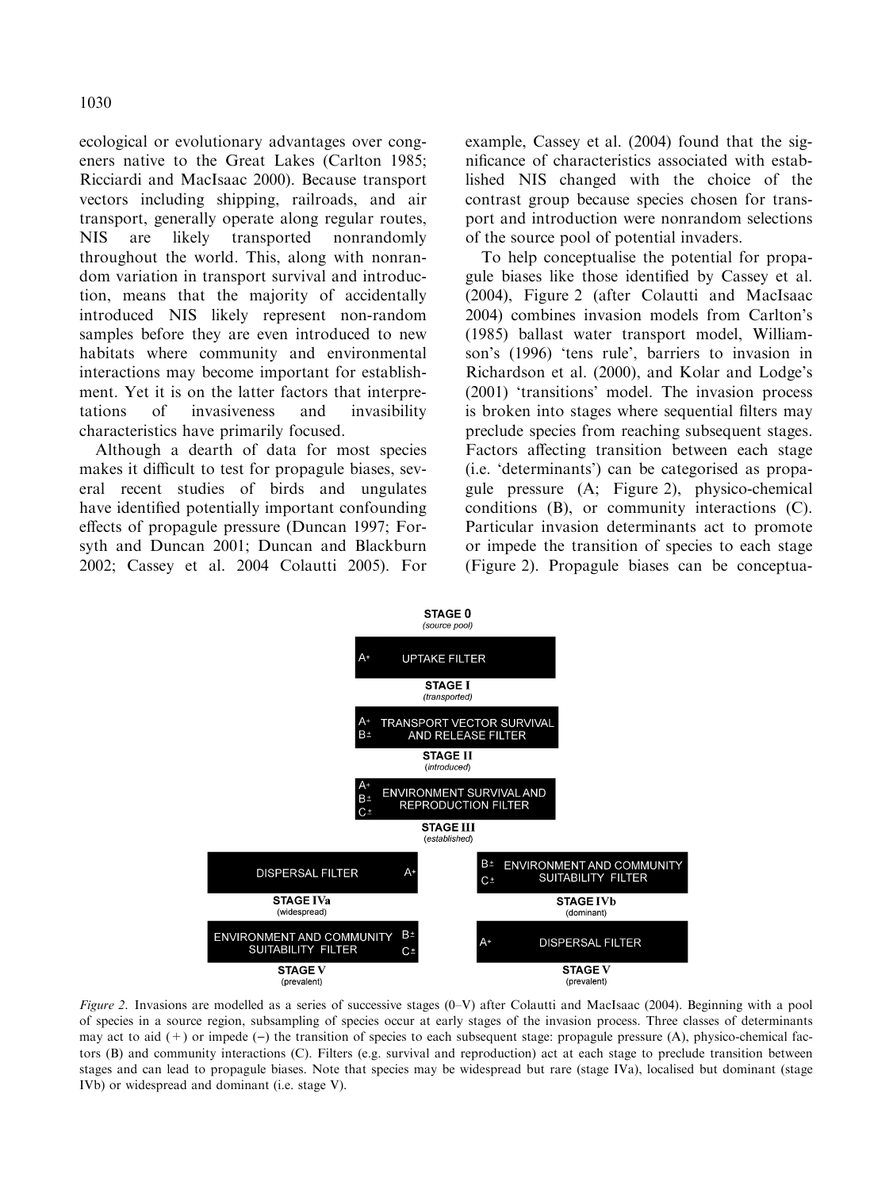ecological or evolutionary advantages over congeners native to the Great Lakes (Carlton 1985; Ricciardi and MacIsaac 2000). Because transport vectors including shipping, railroads, and air transport, generally operate along regular routes, NIS are likely transported nonrandomly throughout the world. This, along with nonrandom variation in transport survival and introduction, means that the majority of accidentally introduced NIS likely represent non-random samples before they are even introduced to new habitats where community and environmental interactions may become important for establishment. Yet it is on the latter factors that interpretations of invasiveness and invasibility characteristics have primarily focused.

Although a dearth of data for most species makes it difficult to test for propagule biases, several recent studies of birds and ungulates have identified potentially important confounding effects of propagule pressure (Duncan 1997; Forsyth and Duncan 2001; Duncan and Blackburn 2002; Cassey et al. 2004 Colautti 2005). For example, Cassey et al. (2004) found that the significance of characteristics associated with established NIS changed with the choice of the contrast group because species chosen for transport and introduction were nonrandom selections of the source pool of potential invaders.

To help conceptualise the potential for propagule biases like those identified by Cassey et al. (2004), Figure 2 (after Colautti and MacIsaac 2004) combines invasion models from Carlton's (1985) ballast water transport model, Williamson's (1996) 'tens rule', barriers to invasion in Richardson et al. (2000), and Kolar and Lodge's (2001) 'transitions' model. The invasion process is broken into stages where sequential filters may preclude species from reaching subsequent stages. Factors affecting transition between each stage (i.e. 'determinants') can be categorised as propagule pressure (A; Figure 2), physico-chemical conditions (B), or community interactions (C). Particular invasion determinants act to promote or impede the transition of species to each stage (Figure 2). Propagule biases can be conceptua-

STAGE 0 (source pool)

A+ UPTAKE FILTER

STAGE I (transported)

A+ B± TRANSPORT VECTOR SURVIVAL AND RELEASE FILTER

STAGE II (introduced)

A+ B± C± ENVIRONMENT SURVIVAL AND REPRODUCTION FILTER

STAGE III (established)

DISPERSAL FILTER A+ | B± C± ENVIRONMENT AND COMMUNITY SUITABILITY FILTER

STAGE IVa (widespread) | STAGE IVb (dominant)

ENVIRONMENT AND COMMUNITY SUITABILITY FILTER B± C± | A+ DISPERSAL FILTER

STAGE V (prevalent) | STAGE V (prevalent)

*Figure 2.* Invasions are modelled as a series of successive stages (0–V) after Colautti and MacIsaac (2004). Beginning with a pool of species in a source region, subsampling of species occur at early stages of the invasion process. Three classes of determinants may act to aid (+) or impede (−) the transition of species to each subsequent stage: propagule pressure (A), physico-chemical factors (B) and community interactions (C). Filters (e.g. survival and reproduction) act at each stage to preclude transition between stages and can lead to propagule biases. Note that species may be widespread but rare (stage IVa), localised but dominant (stage IVb) or widespread and dominant (i.e. stage V).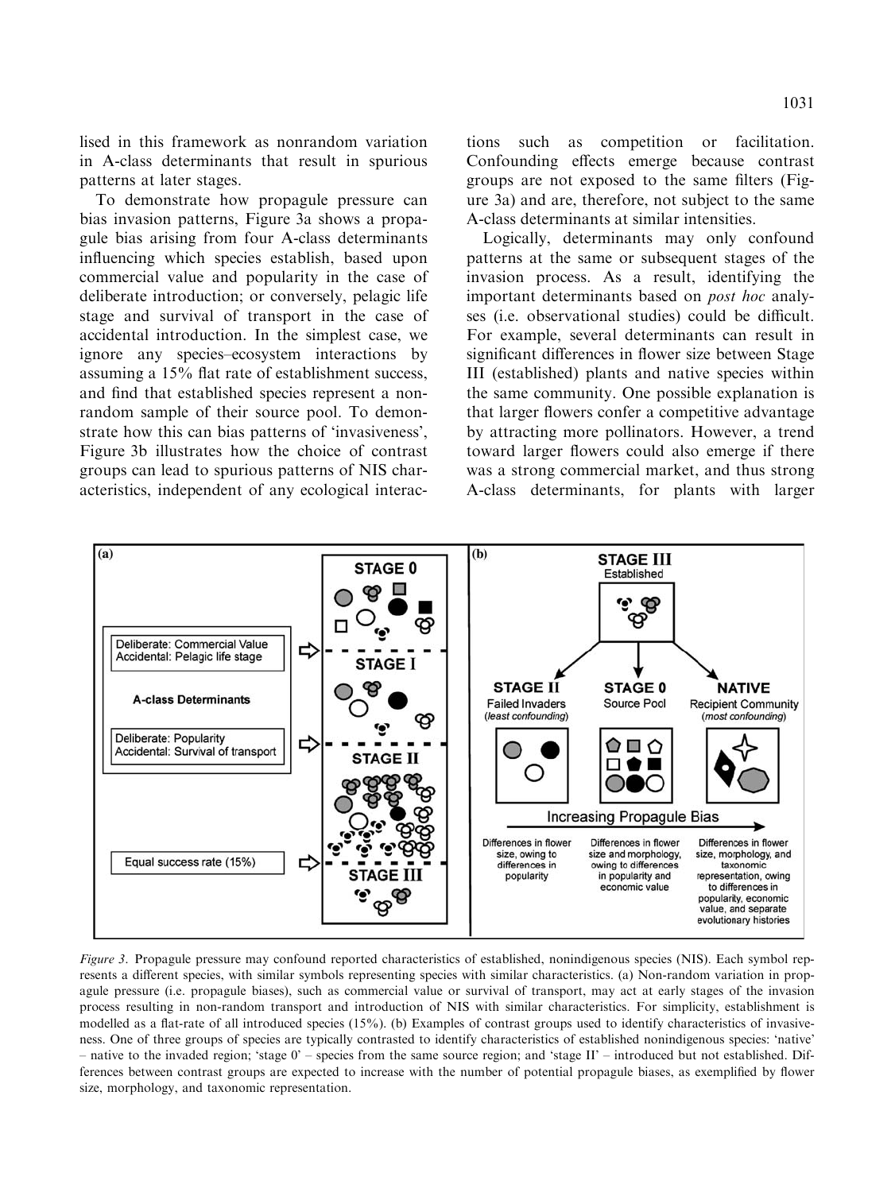lised in this framework as nonrandom variation in A-class determinants that result in spurious patterns at later stages.

To demonstrate how propagule pressure can bias invasion patterns, Figure 3a shows a propagule bias arising from four A-class determinants influencing which species establish, based upon commercial value and popularity in the case of deliberate introduction; or conversely, pelagic life stage and survival of transport in the case of accidental introduction. In the simplest case, we ignore any species–ecosystem interactions by assuming a 15% flat rate of establishment success, and find that established species represent a nonrandom sample of their source pool. To demonstrate how this can bias patterns of 'invasiveness', Figure 3b illustrates how the choice of contrast groups can lead to spurious patterns of NIS characteristics, independent of any ecological interactions such as competition or facilitation. Confounding effects emerge because contrast groups are not exposed to the same filters (Figure 3a) and are, therefore, not subject to the same A-class determinants at similar intensities.

Logically, determinants may only confound patterns at the same or subsequent stages of the invasion process. As a result, identifying the important determinants based on *post hoc* analyses (i.e. observational studies) could be difficult. For example, several determinants can result in significant differences in flower size between Stage III (established) plants and native species within the same community. One possible explanation is that larger flowers confer a competitive advantage by attracting more pollinators. However, a trend toward larger flowers could also emerge if there was a strong commercial market, and thus strong A-class determinants, for plants with larger

*Figure 3.* Propagule pressure may confound reported characteristics of established, nonindigenous species (NIS). Each symbol represents a different species, with similar symbols representing species with similar characteristics. (a) Non-random variation in propagule pressure (i.e. propagule biases), such as commercial value or survival of transport, may act at early stages of the invasion process resulting in non-random transport and introduction of NIS with similar characteristics. For simplicity, establishment is modelled as a flat-rate of all introduced species (15%). (b) Examples of contrast groups used to identify characteristics of invasiveness. One of three groups of species are typically contrasted to identify characteristics of established nonindigenous species: 'native' – native to the invaded region; 'stage 0' – species from the same source region; and 'stage II' – introduced but not established. Differences between contrast groups are expected to increase with the number of potential propagule biases, as exemplified by flower size, morphology, and taxonomic representation.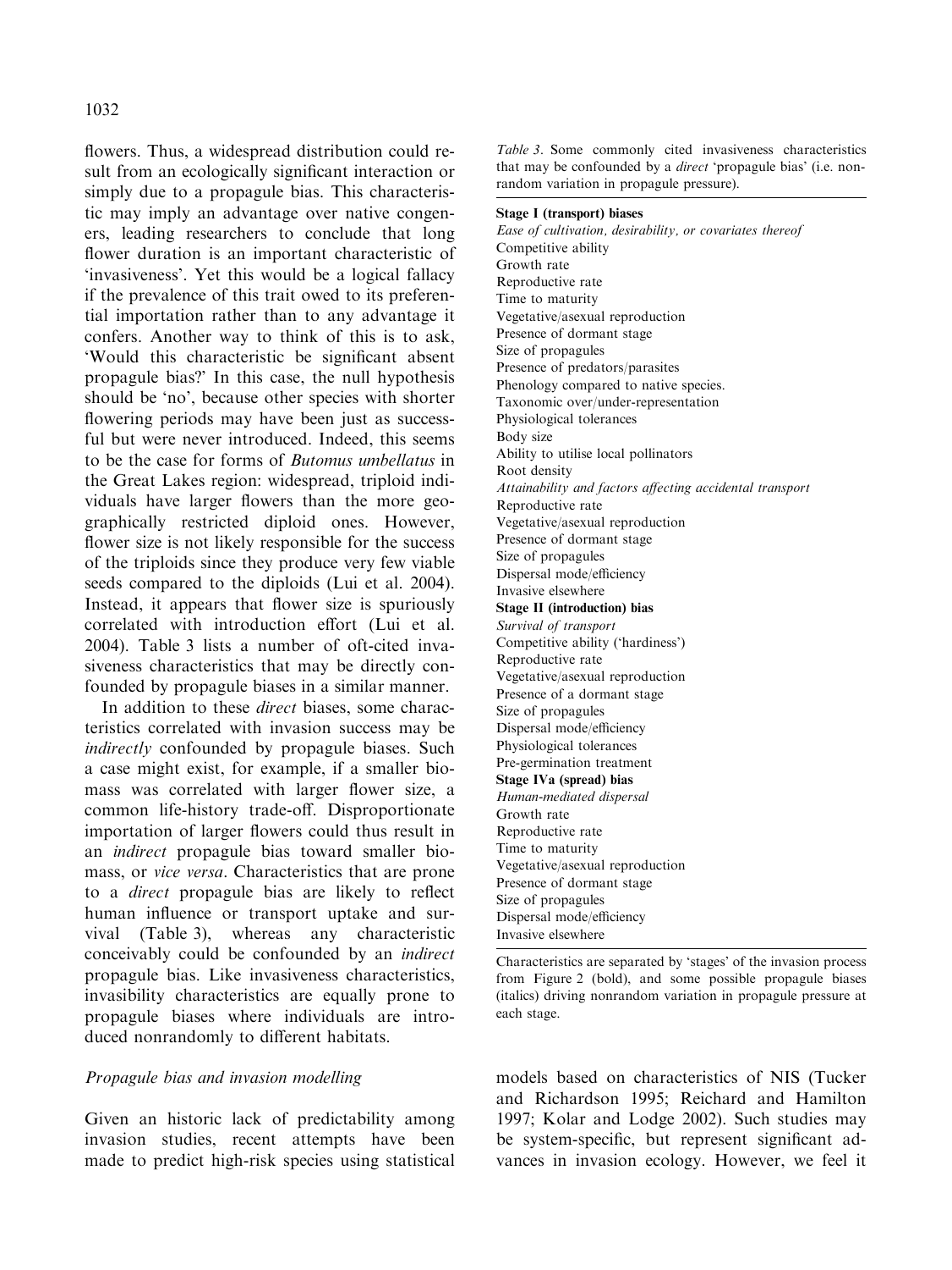flowers. Thus, a widespread distribution could result from an ecologically significant interaction or simply due to a propagule bias. This characteristic may imply an advantage over native congeners, leading researchers to conclude that long flower duration is an important characteristic of 'invasiveness'. Yet this would be a logical fallacy if the prevalence of this trait owed to its preferential importation rather than to any advantage it confers. Another way to think of this is to ask, 'Would this characteristic be significant absent propagule bias?' In this case, the null hypothesis should be 'no', because other species with shorter flowering periods may have been just as successful but were never introduced. Indeed, this seems to be the case for forms of *Butomus umbellatus* in the Great Lakes region: widespread, triploid individuals have larger flowers than the more geographically restricted diploid ones. However, flower size is not likely responsible for the success of the triploids since they produce very few viable seeds compared to the diploids (Lui et al. 2004). Instead, it appears that flower size is spuriously correlated with introduction effort (Lui et al. 2004). Table 3 lists a number of oft-cited invasiveness characteristics that may be directly confounded by propagule biases in a similar manner.

In addition to these *direct* biases, some characteristics correlated with invasion success may be *indirectly* confounded by propagule biases. Such a case might exist, for example, if a smaller biomass was correlated with larger flower size, a common life-history trade-off. Disproportionate importation of larger flowers could thus result in an *indirect* propagule bias toward smaller biomass, or *vice versa*. Characteristics that are prone to a *direct* propagule bias are likely to reflect human influence or transport uptake and survival (Table 3), whereas any characteristic conceivably could be confounded by an *indirect* propagule bias. Like invasiveness characteristics, invasibility characteristics are equally prone to propagule biases where individuals are introduced nonrandomly to different habitats.

Table 3. Some commonly cited invasiveness characteristics that may be confounded by a *direct* 'propagule bias' (i.e. nonrandom variation in propagule pressure).

| |
|---|
| **Stage I (transport) biases** |
| *Ease of cultivation, desirability, or covariates thereof* |
| Competitive ability |
| Growth rate |
| Reproductive rate |
| Time to maturity |
| Vegetative/asexual reproduction |
| Presence of dormant stage |
| Size of propagules |
| Presence of predators/parasites |
| Phenology compared to native species. |
| Taxonomic over/under-representation |
| Physiological tolerances |
| Body size |
| Ability to utilise local pollinators |
| Root density |
| *Attainability and factors affecting accidental transport* |
| Reproductive rate |
| Vegetative/asexual reproduction |
| Presence of dormant stage |
| Size of propagules |
| Dispersal mode/efficiency |
| Invasive elsewhere |
| **Stage II (introduction) bias** |
| *Survival of transport* |
| Competitive ability ('hardiness') |
| Reproductive rate |
| Vegetative/asexual reproduction |
| Presence of a dormant stage |
| Size of propagules |
| Dispersal mode/efficiency |
| Physiological tolerances |
| Pre-germination treatment |
| **Stage IVa (spread) bias** |
| *Human-mediated dispersal* |
| Growth rate |
| Reproductive rate |
| Time to maturity |
| Vegetative/asexual reproduction |
| Presence of dormant stage |
| Size of propagules |
| Dispersal mode/efficiency |
| Invasive elsewhere |

Characteristics are separated by 'stages' of the invasion process from Figure 2 (bold), and some possible propagule biases (italics) driving nonrandom variation in propagule pressure at each stage.

### Propagule bias and invasion modelling

Given an historic lack of predictability among invasion studies, recent attempts have been made to predict high-risk species using statistical models based on characteristics of NIS (Tucker and Richardson 1995; Reichard and Hamilton 1997; Kolar and Lodge 2002). Such studies may be system-specific, but represent significant advances in invasion ecology. However, we feel it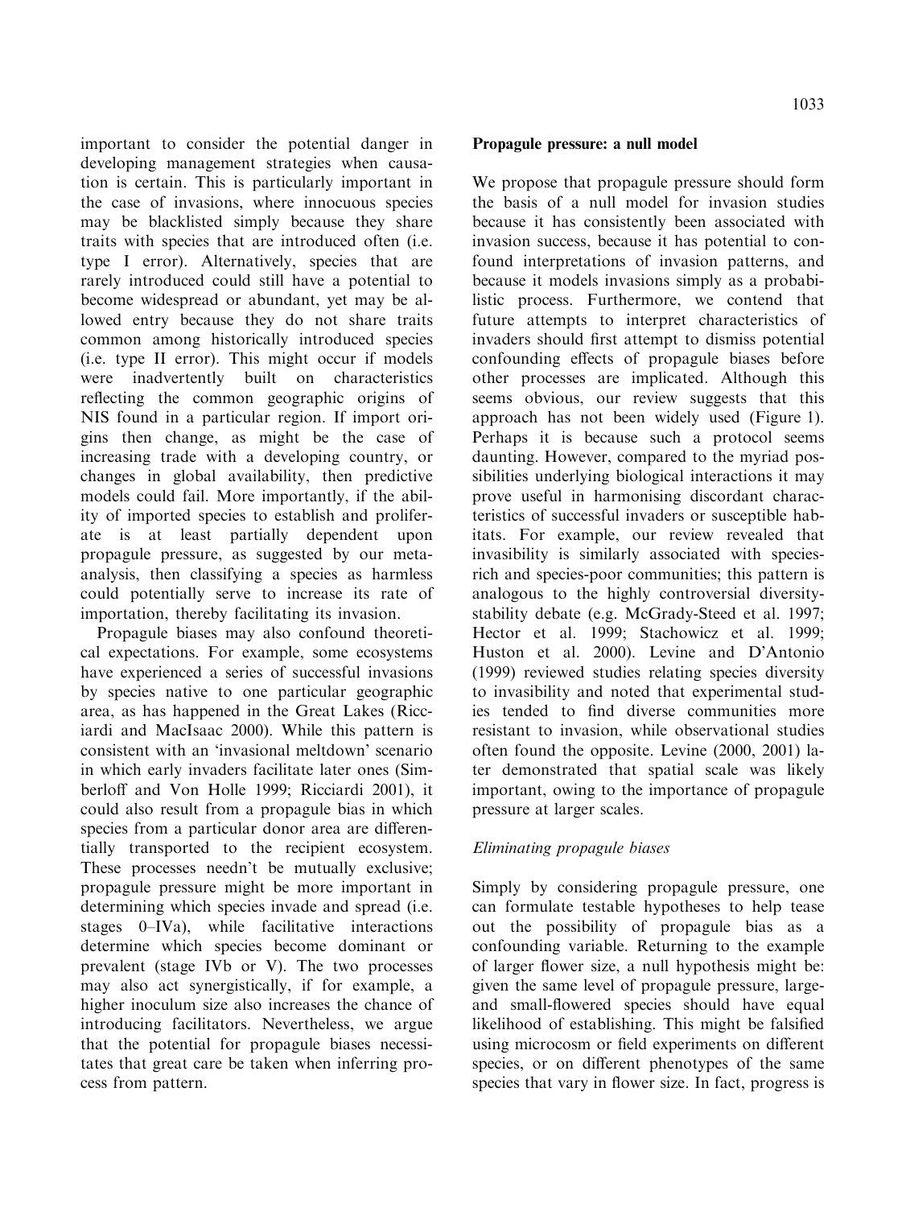important to consider the potential danger in developing management strategies when causation is certain. This is particularly important in the case of invasions, where innocuous species may be blacklisted simply because they share traits with species that are introduced often (i.e. type I error). Alternatively, species that are rarely introduced could still have a potential to become widespread or abundant, yet may be allowed entry because they do not share traits common among historically introduced species (i.e. type II error). This might occur if models were inadvertently built on characteristics reflecting the common geographic origins of NIS found in a particular region. If import origins then change, as might be the case of increasing trade with a developing country, or changes in global availability, then predictive models could fail. More importantly, if the ability of imported species to establish and proliferate is at least partially dependent upon propagule pressure, as suggested by our meta-analysis, then classifying a species as harmless could potentially serve to increase its rate of importation, thereby facilitating its invasion.

Propagule biases may also confound theoretical expectations. For example, some ecosystems have experienced a series of successful invasions by species native to one particular geographic area, as has happened in the Great Lakes (Ricciardi and MacIsaac 2000). While this pattern is consistent with an 'invasional meltdown' scenario in which early invaders facilitate later ones (Simberloff and Von Holle 1999; Ricciardi 2001), it could also result from a propagule bias in which species from a particular donor area are differentially transported to the recipient ecosystem. These processes needn't be mutually exclusive; propagule pressure might be more important in determining which species invade and spread (i.e. stages 0–IVa), while facilitative interactions determine which species become dominant or prevalent (stage IVb or V). The two processes may also act synergistically, if for example, a higher inoculum size also increases the chance of introducing facilitators. Nevertheless, we argue that the potential for propagule biases necessitates that great care be taken when inferring process from pattern.

## Propagule pressure: a null model

We propose that propagule pressure should form the basis of a null model for invasion studies because it has consistently been associated with invasion success, because it has potential to confound interpretations of invasion patterns, and because it models invasions simply as a probabilistic process. Furthermore, we contend that future attempts to interpret characteristics of invaders should first attempt to dismiss potential confounding effects of propagule biases before other processes are implicated. Although this seems obvious, our review suggests that this approach has not been widely used (Figure 1). Perhaps it is because such a protocol seems daunting. However, compared to the myriad possibilities underlying biological interactions it may prove useful in harmonising discordant characteristics of successful invaders or susceptible habitats. For example, our review revealed that invasibility is similarly associated with species-rich and species-poor communities; this pattern is analogous to the highly controversial diversity-stability debate (e.g. McGrady-Steed et al. 1997; Hector et al. 1999; Stachowicz et al. 1999; Huston et al. 2000). Levine and D'Antonio (1999) reviewed studies relating species diversity to invasibility and noted that experimental studies tended to find diverse communities more resistant to invasion, while observational studies often found the opposite. Levine (2000, 2001) later demonstrated that spatial scale was likely important, owing to the importance of propagule pressure at larger scales.

### *Eliminating propagule biases*

Simply by considering propagule pressure, one can formulate testable hypotheses to help tease out the possibility of propagule bias as a confounding variable. Returning to the example of larger flower size, a null hypothesis might be: given the same level of propagule pressure, large- and small-flowered species should have equal likelihood of establishing. This might be falsified using microcosm or field experiments on different species, or on different phenotypes of the same species that vary in flower size. In fact, progress is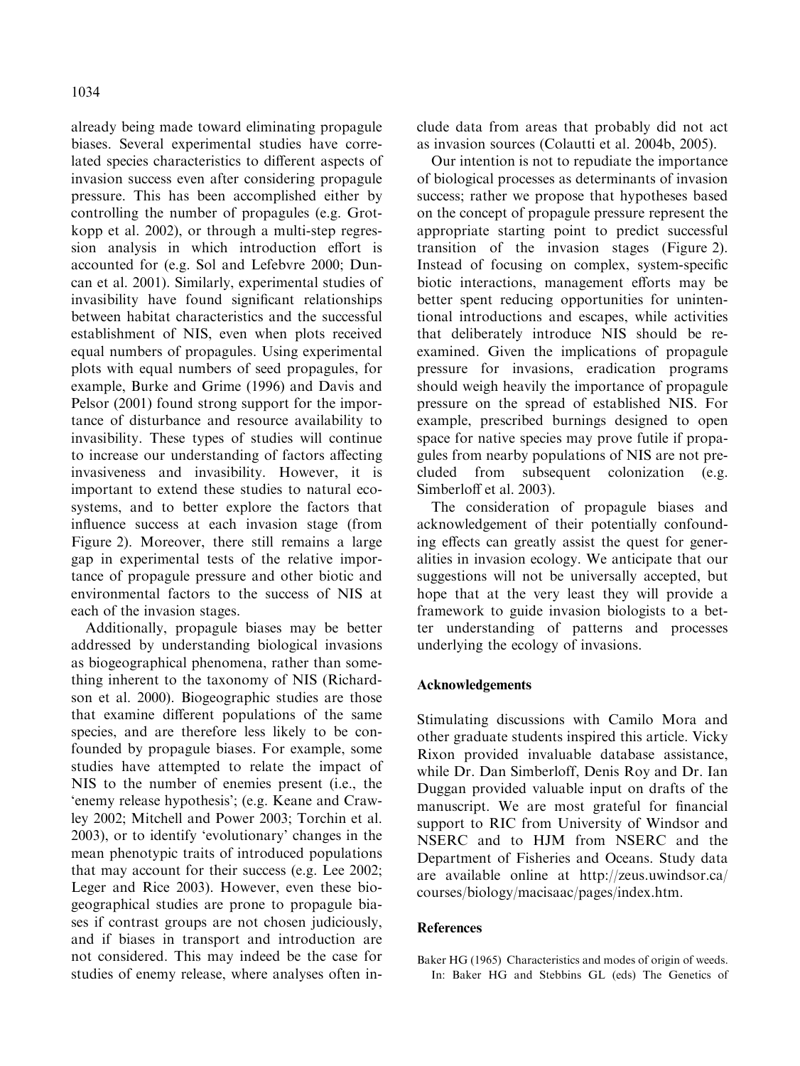already being made toward eliminating propagule biases. Several experimental studies have correlated species characteristics to different aspects of invasion success even after considering propagule pressure. This has been accomplished either by controlling the number of propagules (e.g. Grotkopp et al. 2002), or through a multi-step regression analysis in which introduction effort is accounted for (e.g. Sol and Lefebvre 2000; Duncan et al. 2001). Similarly, experimental studies of invasibility have found significant relationships between habitat characteristics and the successful establishment of NIS, even when plots received equal numbers of propagules. Using experimental plots with equal numbers of seed propagules, for example, Burke and Grime (1996) and Davis and Pelsor (2001) found strong support for the importance of disturbance and resource availability to invasibility. These types of studies will continue to increase our understanding of factors affecting invasiveness and invasibility. However, it is important to extend these studies to natural ecosystems, and to better explore the factors that influence success at each invasion stage (from Figure 2). Moreover, there still remains a large gap in experimental tests of the relative importance of propagule pressure and other biotic and environmental factors to the success of NIS at each of the invasion stages.

Additionally, propagule biases may be better addressed by understanding biological invasions as biogeographical phenomena, rather than something inherent to the taxonomy of NIS (Richardson et al. 2000). Biogeographic studies are those that examine different populations of the same species, and are therefore less likely to be confounded by propagule biases. For example, some studies have attempted to relate the impact of NIS to the number of enemies present (i.e., the 'enemy release hypothesis'; (e.g. Keane and Crawley 2002; Mitchell and Power 2003; Torchin et al. 2003), or to identify 'evolutionary' changes in the mean phenotypic traits of introduced populations that may account for their success (e.g. Lee 2002; Leger and Rice 2003). However, even these biogeographical studies are prone to propagule biases if contrast groups are not chosen judiciously, and if biases in transport and introduction are not considered. This may indeed be the case for studies of enemy release, where analyses often include data from areas that probably did not act as invasion sources (Colautti et al. 2004b, 2005).

Our intention is not to repudiate the importance of biological processes as determinants of invasion success; rather we propose that hypotheses based on the concept of propagule pressure represent the appropriate starting point to predict successful transition of the invasion stages (Figure 2). Instead of focusing on complex, system-specific biotic interactions, management efforts may be better spent reducing opportunities for unintentional introductions and escapes, while activities that deliberately introduce NIS should be re-examined. Given the implications of propagule pressure for invasions, eradication programs should weigh heavily the importance of propagule pressure on the spread of established NIS. For example, prescribed burnings designed to open space for native species may prove futile if propagules from nearby populations of NIS are not precluded from subsequent colonization (e.g. Simberloff et al. 2003).

The consideration of propagule biases and acknowledgement of their potentially confounding effects can greatly assist the quest for generalities in invasion ecology. We anticipate that our suggestions will not be universally accepted, but hope that at the very least they will provide a framework to guide invasion biologists to a better understanding of patterns and processes underlying the ecology of invasions.

## Acknowledgements

Stimulating discussions with Camilo Mora and other graduate students inspired this article. Vicky Rixon provided invaluable database assistance, while Dr. Dan Simberloff, Denis Roy and Dr. Ian Duggan provided valuable input on drafts of the manuscript. We are most grateful for financial support to RIC from University of Windsor and NSERC and to HJM from NSERC and the Department of Fisheries and Oceans. Study data are available online at http://zeus.uwindsor.ca/courses/biology/macisaac/pages/index.htm.

## References

Baker HG (1965) Characteristics and modes of origin of weeds. In: Baker HG and Stebbins GL (eds) The Genetics of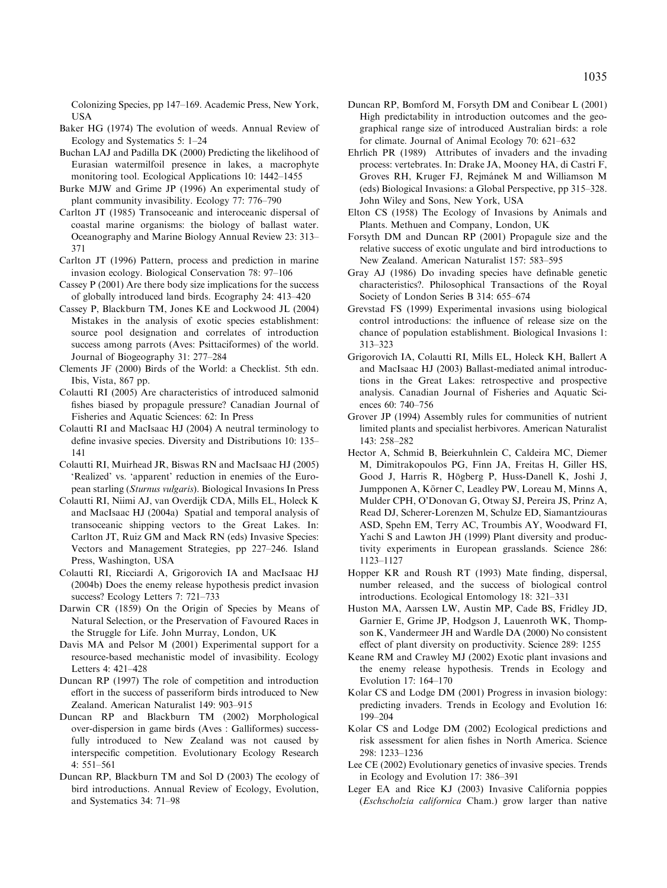Colonizing Species, pp 147–169. Academic Press, New York, USA

Baker HG (1974) The evolution of weeds. Annual Review of Ecology and Systematics 5: 1–24

Buchan LAJ and Padilla DK (2000) Predicting the likelihood of Eurasian watermilfoil presence in lakes, a macrophyte monitoring tool. Ecological Applications 10: 1442–1455

Burke MJW and Grime JP (1996) An experimental study of plant community invasibility. Ecology 77: 776–790

Carlton JT (1985) Transoceanic and interoceanic dispersal of coastal marine organisms: the biology of ballast water. Oceanography and Marine Biology Annual Review 23: 313–371

Carlton JT (1996) Pattern, process and prediction in marine invasion ecology. Biological Conservation 78: 97–106

Cassey P (2001) Are there body size implications for the success of globally introduced land birds. Ecography 24: 413–420

Cassey P, Blackburn TM, Jones KE and Lockwood JL (2004) Mistakes in the analysis of exotic species establishment: source pool designation and correlates of introduction success among parrots (Aves: Psittaciformes) of the world. Journal of Biogeography 31: 277–284

Clements JF (2000) Birds of the World: a Checklist. 5th edn. Ibis, Vista, 867 pp.

Colautti RI (2005) Are characteristics of introduced salmonid fishes biased by propagule pressure? Canadian Journal of Fisheries and Aquatic Sciences: 62: In Press

Colautti RI and MacIsaac HJ (2004) A neutral terminology to define invasive species. Diversity and Distributions 10: 135–141

Colautti RI, Muirhead JR, Biswas RN and MacIsaac HJ (2005) 'Realized' vs. 'apparent' reduction in enemies of the European starling (*Sturnus vulgaris*). Biological Invasions In Press

Colautti RI, Niimi AJ, van Overdijk CDA, Mills EL, Holeck K and MacIsaac HJ (2004a) Spatial and temporal analysis of transoceanic shipping vectors to the Great Lakes. In: Carlton JT, Ruiz GM and Mack RN (eds) Invasive Species: Vectors and Management Strategies, pp 227–246. Island Press, Washington, USA

Colautti RI, Ricciardi A, Grigorovich IA and MacIsaac HJ (2004b) Does the enemy release hypothesis predict invasion success? Ecology Letters 7: 721–733

Darwin CR (1859) On the Origin of Species by Means of Natural Selection, or the Preservation of Favoured Races in the Struggle for Life. John Murray, London, UK

Davis MA and Pelsor M (2001) Experimental support for a resource-based mechanistic model of invasibility. Ecology Letters 4: 421–428

Duncan RP (1997) The role of competition and introduction effort in the success of passeriform birds introduced to New Zealand. American Naturalist 149: 903–915

Duncan RP and Blackburn TM (2002) Morphological over-dispersion in game birds (Aves : Galliformes) successfully introduced to New Zealand was not caused by interspecific competition. Evolutionary Ecology Research 4: 551–561

Duncan RP, Blackburn TM and Sol D (2003) The ecology of bird introductions. Annual Review of Ecology, Evolution, and Systematics 34: 71–98

Duncan RP, Bomford M, Forsyth DM and Conibear L (2001) High predictability in introduction outcomes and the geographical range size of introduced Australian birds: a role for climate. Journal of Animal Ecology 70: 621–632

Ehrlich PR (1989) Attributes of invaders and the invading process: vertebrates. In: Drake JA, Mooney HA, di Castri F, Groves RH, Kruger FJ, Rejmánek M and Williamson M (eds) Biological Invasions: a Global Perspective, pp 315–328. John Wiley and Sons, New York, USA

Elton CS (1958) The Ecology of Invasions by Animals and Plants. Methuen and Company, London, UK

Forsyth DM and Duncan RP (2001) Propagule size and the relative success of exotic ungulate and bird introductions to New Zealand. American Naturalist 157: 583–595

Gray AJ (1986) Do invading species have definable genetic characteristics?. Philosophical Transactions of the Royal Society of London Series B 314: 655–674

Grevstad FS (1999) Experimental invasions using biological control introductions: the influence of release size on the chance of population establishment. Biological Invasions 1: 313–323

Grigorovich IA, Colautti RI, Mills EL, Holeck KH, Ballert A and MacIsaac HJ (2003) Ballast-mediated animal introductions in the Great Lakes: retrospective and prospective analysis. Canadian Journal of Fisheries and Aquatic Sciences 60: 740–756

Grover JP (1994) Assembly rules for communities of nutrient limited plants and specialist herbivores. American Naturalist 143: 258–282

Hector A, Schmid B, Beierkuhnlein C, Caldeira MC, Diemer M, Dimitrakopoulos PG, Finn JA, Freitas H, Giller HS, Good J, Harris R, Högberg P, Huss-Danell K, Joshi J, Jumpponen A, Körner C, Leadley PW, Loreau M, Minns A, Mulder CPH, O'Donovan G, Otway SJ, Pereira JS, Prinz A, Read DJ, Scherer-Lorenzen M, Schulze ED, Siamantziouras ASD, Spehn EM, Terry AC, Troumbis AY, Woodward FI, Yachi S and Lawton JH (1999) Plant diversity and productivity experiments in European grasslands. Science 286: 1123–1127

Hopper KR and Roush RT (1993) Mate finding, dispersal, number released, and the success of biological control introductions. Ecological Entomology 18: 321–331

Huston MA, Aarssen LW, Austin MP, Cade BS, Fridley JD, Garnier E, Grime JP, Hodgson J, Lauenroth WK, Thompson K, Vandermeer JH and Wardle DA (2000) No consistent effect of plant diversity on productivity. Science 289: 1255

Keane RM and Crawley MJ (2002) Exotic plant invasions and the enemy release hypothesis. Trends in Ecology and Evolution 17: 164–170

Kolar CS and Lodge DM (2001) Progress in invasion biology: predicting invaders. Trends in Ecology and Evolution 16: 199–204

Kolar CS and Lodge DM (2002) Ecological predictions and risk assessment for alien fishes in North America. Science 298: 1233–1236

Lee CE (2002) Evolutionary genetics of invasive species. Trends in Ecology and Evolution 17: 386–391

Leger EA and Rice KJ (2003) Invasive California poppies (*Eschscholzia californica* Cham.) grow larger than native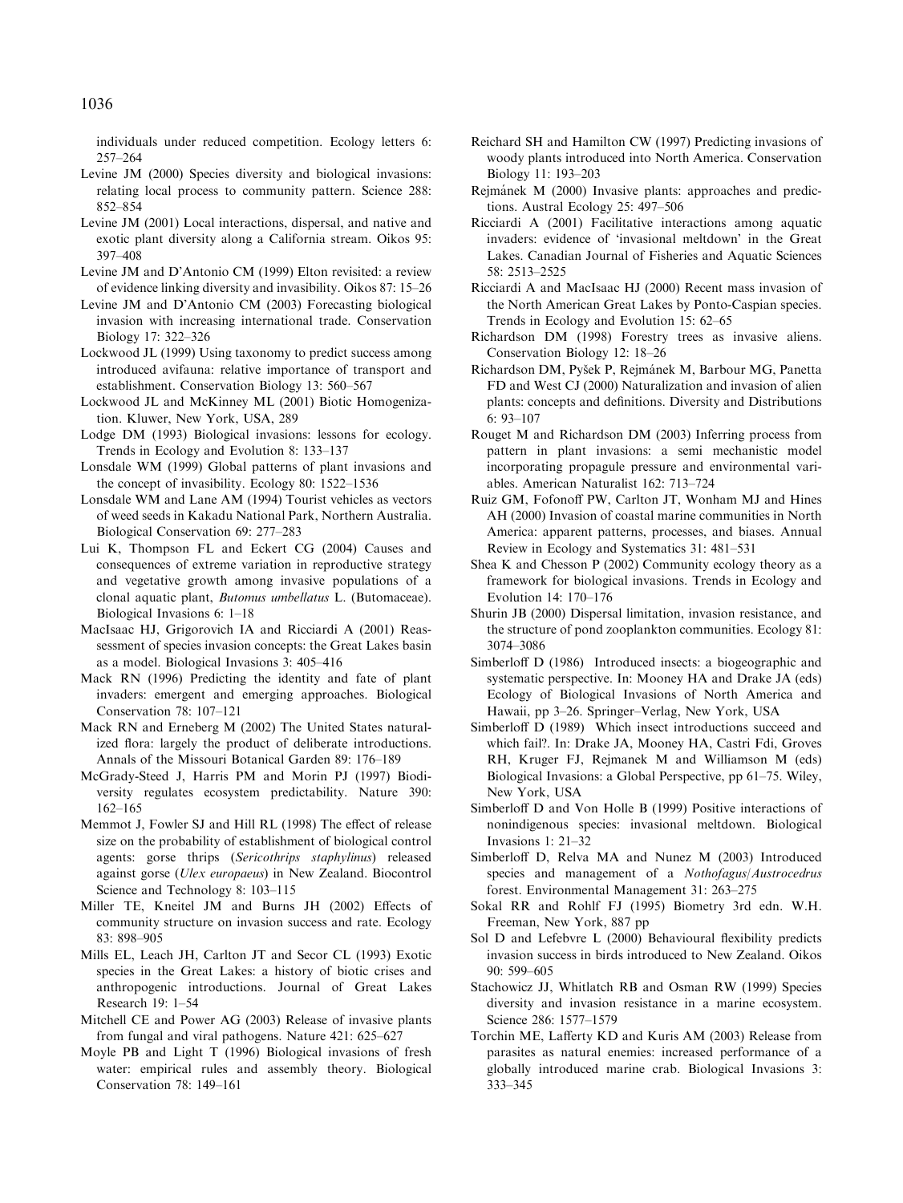individuals under reduced competition. Ecology letters 6: 257–264

Levine JM (2000) Species diversity and biological invasions: relating local process to community pattern. Science 288: 852–854

Levine JM (2001) Local interactions, dispersal, and native and exotic plant diversity along a California stream. Oikos 95: 397–408

Levine JM and D'Antonio CM (1999) Elton revisited: a review of evidence linking diversity and invasibility. Oikos 87: 15–26

Levine JM and D'Antonio CM (2003) Forecasting biological invasion with increasing international trade. Conservation Biology 17: 322–326

Lockwood JL (1999) Using taxonomy to predict success among introduced avifauna: relative importance of transport and establishment. Conservation Biology 13: 560–567

Lockwood JL and McKinney ML (2001) Biotic Homogenization. Kluwer, New York, USA, 289

Lodge DM (1993) Biological invasions: lessons for ecology. Trends in Ecology and Evolution 8: 133–137

Lonsdale WM (1999) Global patterns of plant invasions and the concept of invasibility. Ecology 80: 1522–1536

Lonsdale WM and Lane AM (1994) Tourist vehicles as vectors of weed seeds in Kakadu National Park, Northern Australia. Biological Conservation 69: 277–283

Lui K, Thompson FL and Eckert CG (2004) Causes and consequences of extreme variation in reproductive strategy and vegetative growth among invasive populations of a clonal aquatic plant, *Butomus umbellatus* L. (Butomaceae). Biological Invasions 6: 1–18

MacIsaac HJ, Grigorovich IA and Ricciardi A (2001) Reassessment of species invasion concepts: the Great Lakes basin as a model. Biological Invasions 3: 405–416

Mack RN (1996) Predicting the identity and fate of plant invaders: emergent and emerging approaches. Biological Conservation 78: 107–121

Mack RN and Erneberg M (2002) The United States naturalized flora: largely the product of deliberate introductions. Annals of the Missouri Botanical Garden 89: 176–189

McGrady-Steed J, Harris PM and Morin PJ (1997) Biodiversity regulates ecosystem predictability. Nature 390: 162–165

Memmot J, Fowler SJ and Hill RL (1998) The effect of release size on the probability of establishment of biological control agents: gorse thrips (*Sericothrips staphylinus*) released against gorse (*Ulex europaeus*) in New Zealand. Biocontrol Science and Technology 8: 103–115

Miller TE, Kneitel JM and Burns JH (2002) Effects of community structure on invasion success and rate. Ecology 83: 898–905

Mills EL, Leach JH, Carlton JT and Secor CL (1993) Exotic species in the Great Lakes: a history of biotic crises and anthropogenic introductions. Journal of Great Lakes Research 19: 1–54

Mitchell CE and Power AG (2003) Release of invasive plants from fungal and viral pathogens. Nature 421: 625–627

Moyle PB and Light T (1996) Biological invasions of fresh water: empirical rules and assembly theory. Biological Conservation 78: 149–161

Reichard SH and Hamilton CW (1997) Predicting invasions of woody plants introduced into North America. Conservation Biology 11: 193–203

Rejmánek M (2000) Invasive plants: approaches and predictions. Austral Ecology 25: 497–506

Ricciardi A (2001) Facilitative interactions among aquatic invaders: evidence of 'invasional meltdown' in the Great Lakes. Canadian Journal of Fisheries and Aquatic Sciences 58: 2513–2525

Ricciardi A and MacIsaac HJ (2000) Recent mass invasion of the North American Great Lakes by Ponto-Caspian species. Trends in Ecology and Evolution 15: 62–65

Richardson DM (1998) Forestry trees as invasive aliens. Conservation Biology 12: 18–26

Richardson DM, Pyšek P, Rejmánek M, Barbour MG, Panetta FD and West CJ (2000) Naturalization and invasion of alien plants: concepts and definitions. Diversity and Distributions 6: 93–107

Rouget M and Richardson DM (2003) Inferring process from pattern in plant invasions: a semi mechanistic model incorporating propagule pressure and environmental variables. American Naturalist 162: 713–724

Ruiz GM, Fofonoff PW, Carlton JT, Wonham MJ and Hines AH (2000) Invasion of coastal marine communities in North America: apparent patterns, processes, and biases. Annual Review in Ecology and Systematics 31: 481–531

Shea K and Chesson P (2002) Community ecology theory as a framework for biological invasions. Trends in Ecology and Evolution 14: 170–176

Shurin JB (2000) Dispersal limitation, invasion resistance, and the structure of pond zooplankton communities. Ecology 81: 3074–3086

Simberloff D (1986) Introduced insects: a biogeographic and systematic perspective. In: Mooney HA and Drake JA (eds) Ecology of Biological Invasions of North America and Hawaii, pp 3–26. Springer–Verlag, New York, USA

Simberloff D (1989) Which insect introductions succeed and which fail?. In: Drake JA, Mooney HA, Castri Fdi, Groves RH, Kruger FJ, Rejmanek M and Williamson M (eds) Biological Invasions: a Global Perspective, pp 61–75. Wiley, New York, USA

Simberloff D and Von Holle B (1999) Positive interactions of nonindigenous species: invasional meltdown. Biological Invasions 1: 21–32

Simberloff D, Relva MA and Nunez M (2003) Introduced species and management of a *Nothofagus*/*Austrocedrus* forest. Environmental Management 31: 263–275

Sokal RR and Rohlf FJ (1995) Biometry 3rd edn. W.H. Freeman, New York, 887 pp

Sol D and Lefebvre L (2000) Behavioural flexibility predicts invasion success in birds introduced to New Zealand. Oikos 90: 599–605

Stachowicz JJ, Whitlatch RB and Osman RW (1999) Species diversity and invasion resistance in a marine ecosystem. Science 286: 1577–1579

Torchin ME, Lafferty KD and Kuris AM (2003) Release from parasites as natural enemies: increased performance of a globally introduced marine crab. Biological Invasions 3: 333–345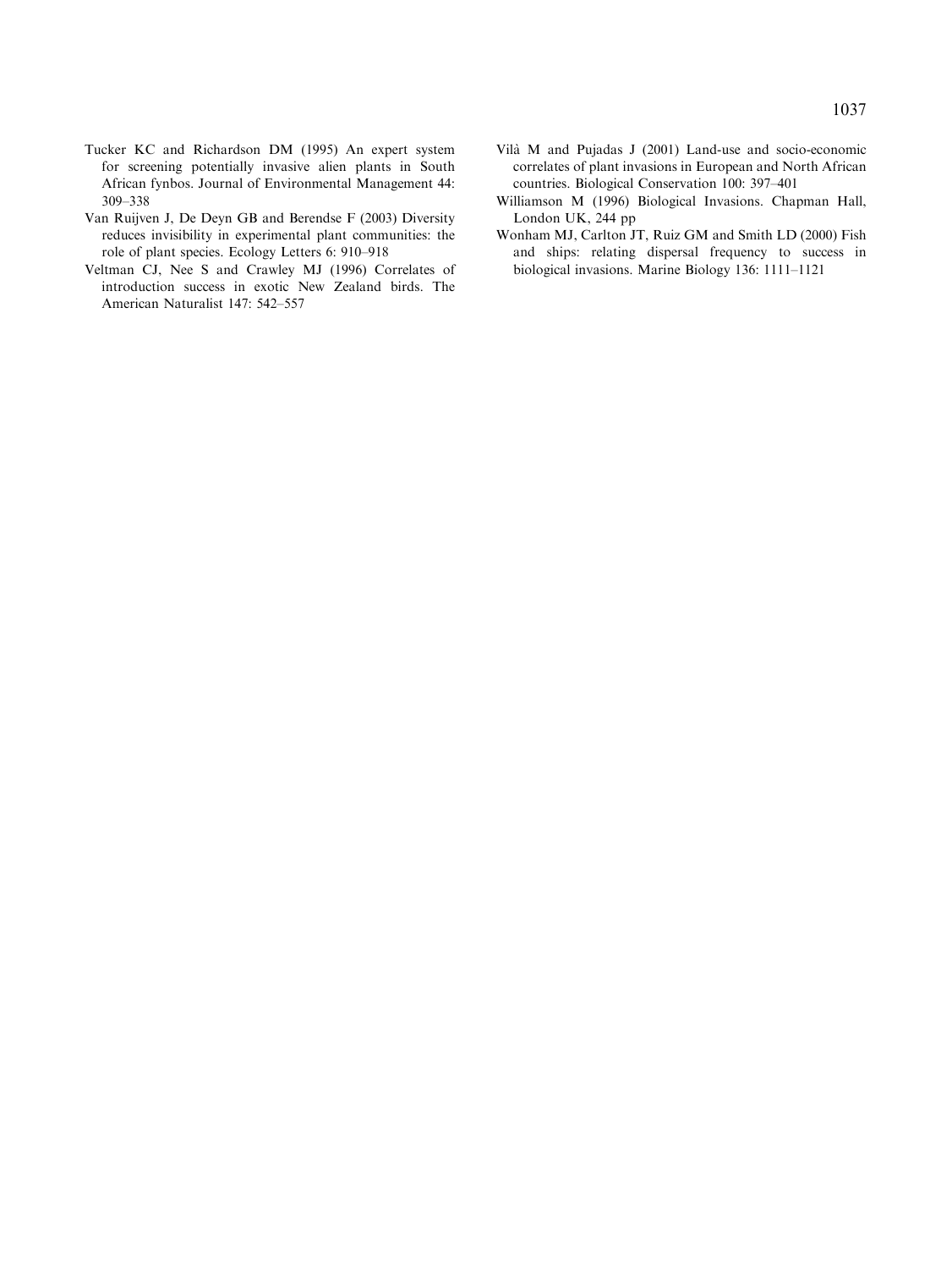Tucker KC and Richardson DM (1995) An expert system for screening potentially invasive alien plants in South African fynbos. Journal of Environmental Management 44: 309–338

Van Ruijven J, De Deyn GB and Berendse F (2003) Diversity reduces invisibility in experimental plant communities: the role of plant species. Ecology Letters 6: 910–918

Veltman CJ, Nee S and Crawley MJ (1996) Correlates of introduction success in exotic New Zealand birds. The American Naturalist 147: 542–557

Vilà M and Pujadas J (2001) Land-use and socio-economic correlates of plant invasions in European and North African countries. Biological Conservation 100: 397–401

Williamson M (1996) Biological Invasions. Chapman Hall, London UK, 244 pp

Wonham MJ, Carlton JT, Ruiz GM and Smith LD (2000) Fish and ships: relating dispersal frequency to success in biological invasions. Marine Biology 136: 1111–1121